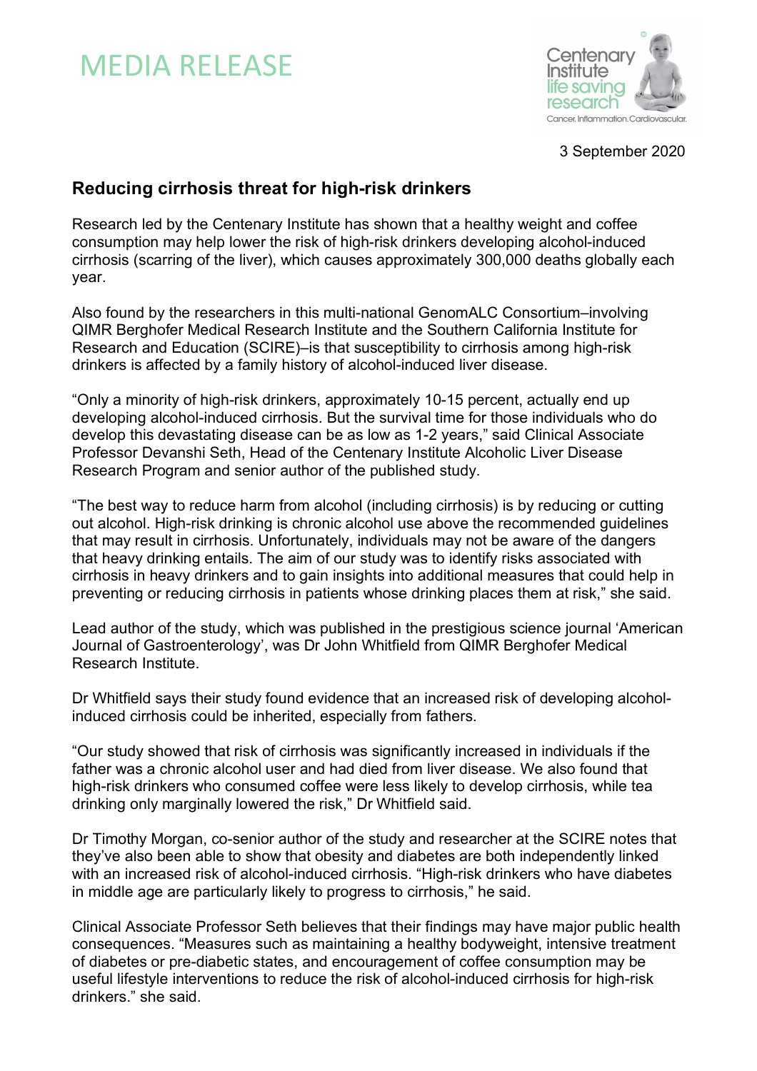# MEDIA RELEASE

3 September 2020

## Reducing cirrhosis threat for high-risk drinkers

Research led by the Centenary Institute has shown that a healthy weight and coffee consumption may help lower the risk of high-risk drinkers developing alcohol-induced cirrhosis (scarring of the liver), which causes approximately 300,000 deaths globally each year.

Also found by the researchers in this multi-national GenomALC Consortium–involving QIMR Berghofer Medical Research Institute and the Southern California Institute for Research and Education (SCIRE)–is that susceptibility to cirrhosis among high-risk drinkers is affected by a family history of alcohol-induced liver disease.

"Only a minority of high-risk drinkers, approximately 10-15 percent, actually end up developing alcohol-induced cirrhosis. But the survival time for those individuals who do develop this devastating disease can be as low as 1-2 years," said Clinical Associate Professor Devanshi Seth, Head of the Centenary Institute Alcoholic Liver Disease Research Program and senior author of the published study.

"The best way to reduce harm from alcohol (including cirrhosis) is by reducing or cutting out alcohol. High-risk drinking is chronic alcohol use above the recommended guidelines that may result in cirrhosis. Unfortunately, individuals may not be aware of the dangers that heavy drinking entails. The aim of our study was to identify risks associated with cirrhosis in heavy drinkers and to gain insights into additional measures that could help in preventing or reducing cirrhosis in patients whose drinking places them at risk," she said.

Lead author of the study, which was published in the prestigious science journal 'American Journal of Gastroenterology', was Dr John Whitfield from QIMR Berghofer Medical Research Institute.

Dr Whitfield says their study found evidence that an increased risk of developing alcohol-induced cirrhosis could be inherited, especially from fathers.

"Our study showed that risk of cirrhosis was significantly increased in individuals if the father was a chronic alcohol user and had died from liver disease. We also found that high-risk drinkers who consumed coffee were less likely to develop cirrhosis, while tea drinking only marginally lowered the risk," Dr Whitfield said.

Dr Timothy Morgan, co-senior author of the study and researcher at the SCIRE notes that they've also been able to show that obesity and diabetes are both independently linked with an increased risk of alcohol-induced cirrhosis. "High-risk drinkers who have diabetes in middle age are particularly likely to progress to cirrhosis," he said.

Clinical Associate Professor Seth believes that their findings may have major public health consequences. "Measures such as maintaining a healthy bodyweight, intensive treatment of diabetes or pre-diabetic states, and encouragement of coffee consumption may be useful lifestyle interventions to reduce the risk of alcohol-induced cirrhosis for high-risk drinkers." she said.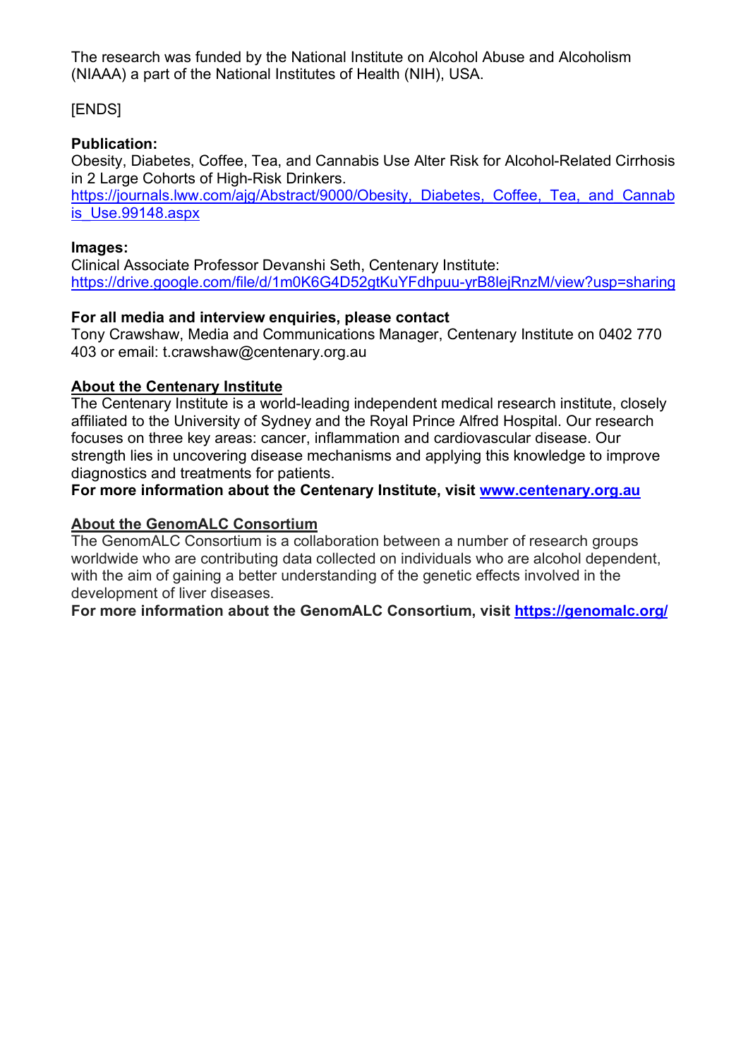The research was funded by the National Institute on Alcohol Abuse and Alcoholism (NIAAA) a part of the National Institutes of Health (NIH), USA.

[ENDS]

**Publication:**
Obesity, Diabetes, Coffee, Tea, and Cannabis Use Alter Risk for Alcohol-Related Cirrhosis in 2 Large Cohorts of High-Risk Drinkers.
https://journals.lww.com/ajg/Abstract/9000/Obesity,_Diabetes,_Coffee,_Tea,_and_Cannabis_Use.99148.aspx

**Images:**
Clinical Associate Professor Devanshi Seth, Centenary Institute:
https://drive.google.com/file/d/1m0K6G4D52gtKuYFdhpuu-yrB8lejRnzM/view?usp=sharing

**For all media and interview enquiries, please contact**
Tony Crawshaw, Media and Communications Manager, Centenary Institute on 0402 770 403 or email: t.crawshaw@centenary.org.au

**About the Centenary Institute**
The Centenary Institute is a world-leading independent medical research institute, closely affiliated to the University of Sydney and the Royal Prince Alfred Hospital. Our research focuses on three key areas: cancer, inflammation and cardiovascular disease. Our strength lies in uncovering disease mechanisms and applying this knowledge to improve diagnostics and treatments for patients.
**For more information about the Centenary Institute, visit www.centenary.org.au**

**About the GenomALC Consortium**
The GenomALC Consortium is a collaboration between a number of research groups worldwide who are contributing data collected on individuals who are alcohol dependent, with the aim of gaining a better understanding of the genetic effects involved in the development of liver diseases.
**For more information about the GenomALC Consortium, visit https://genomalc.org/**